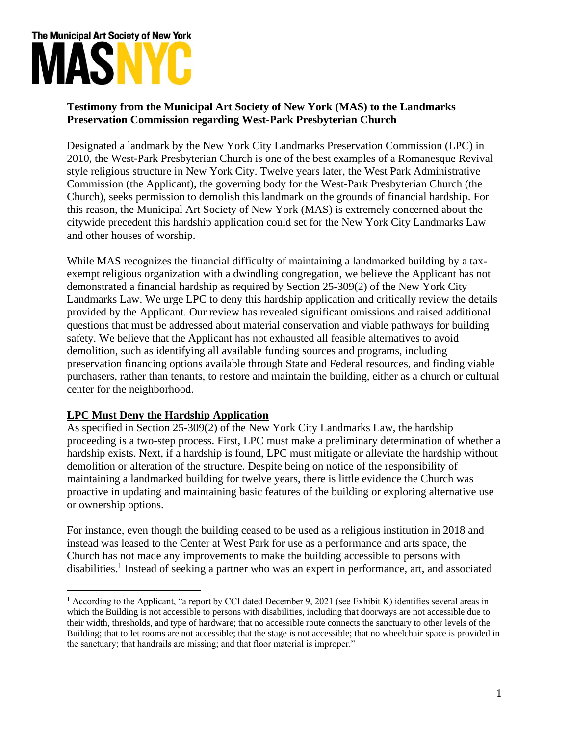The Municipal Art Society of New York

MASNYC

**Testimony from the Municipal Art Society of New York (MAS) to the Landmarks Preservation Commission regarding West-Park Presbyterian Church**

Designated a landmark by the New York City Landmarks Preservation Commission (LPC) in 2010, the West-Park Presbyterian Church is one of the best examples of a Romanesque Revival style religious structure in New York City. Twelve years later, the West Park Administrative Commission (the Applicant), the governing body for the West-Park Presbyterian Church (the Church), seeks permission to demolish this landmark on the grounds of financial hardship. For this reason, the Municipal Art Society of New York (MAS) is extremely concerned about the citywide precedent this hardship application could set for the New York City Landmarks Law and other houses of worship.

While MAS recognizes the financial difficulty of maintaining a landmarked building by a tax-exempt religious organization with a dwindling congregation, we believe the Applicant has not demonstrated a financial hardship as required by Section 25-309(2) of the New York City Landmarks Law. We urge LPC to deny this hardship application and critically review the details provided by the Applicant. Our review has revealed significant omissions and raised additional questions that must be addressed about material conservation and viable pathways for building safety. We believe that the Applicant has not exhausted all feasible alternatives to avoid demolition, such as identifying all available funding sources and programs, including preservation financing options available through State and Federal resources, and finding viable purchasers, rather than tenants, to restore and maintain the building, either as a church or cultural center for the neighborhood.

**LPC Must Deny the Hardship Application**

As specified in Section 25-309(2) of the New York City Landmarks Law, the hardship proceeding is a two-step process. First, LPC must make a preliminary determination of whether a hardship exists. Next, if a hardship is found, LPC must mitigate or alleviate the hardship without demolition or alteration of the structure. Despite being on notice of the responsibility of maintaining a landmarked building for twelve years, there is little evidence the Church was proactive in updating and maintaining basic features of the building or exploring alternative use or ownership options.

For instance, even though the building ceased to be used as a religious institution in 2018 and instead was leased to the Center at West Park for use as a performance and arts space, the Church has not made any improvements to make the building accessible to persons with disabilities.[1] Instead of seeking a partner who was an expert in performance, art, and associated

[1] According to the Applicant, "a report by CCI dated December 9, 2021 (see Exhibit K) identifies several areas in which the Building is not accessible to persons with disabilities, including that doorways are not accessible due to their width, thresholds, and type of hardware; that no accessible route connects the sanctuary to other levels of the Building; that toilet rooms are not accessible; that the stage is not accessible; that no wheelchair space is provided in the sanctuary; that handrails are missing; and that floor material is improper."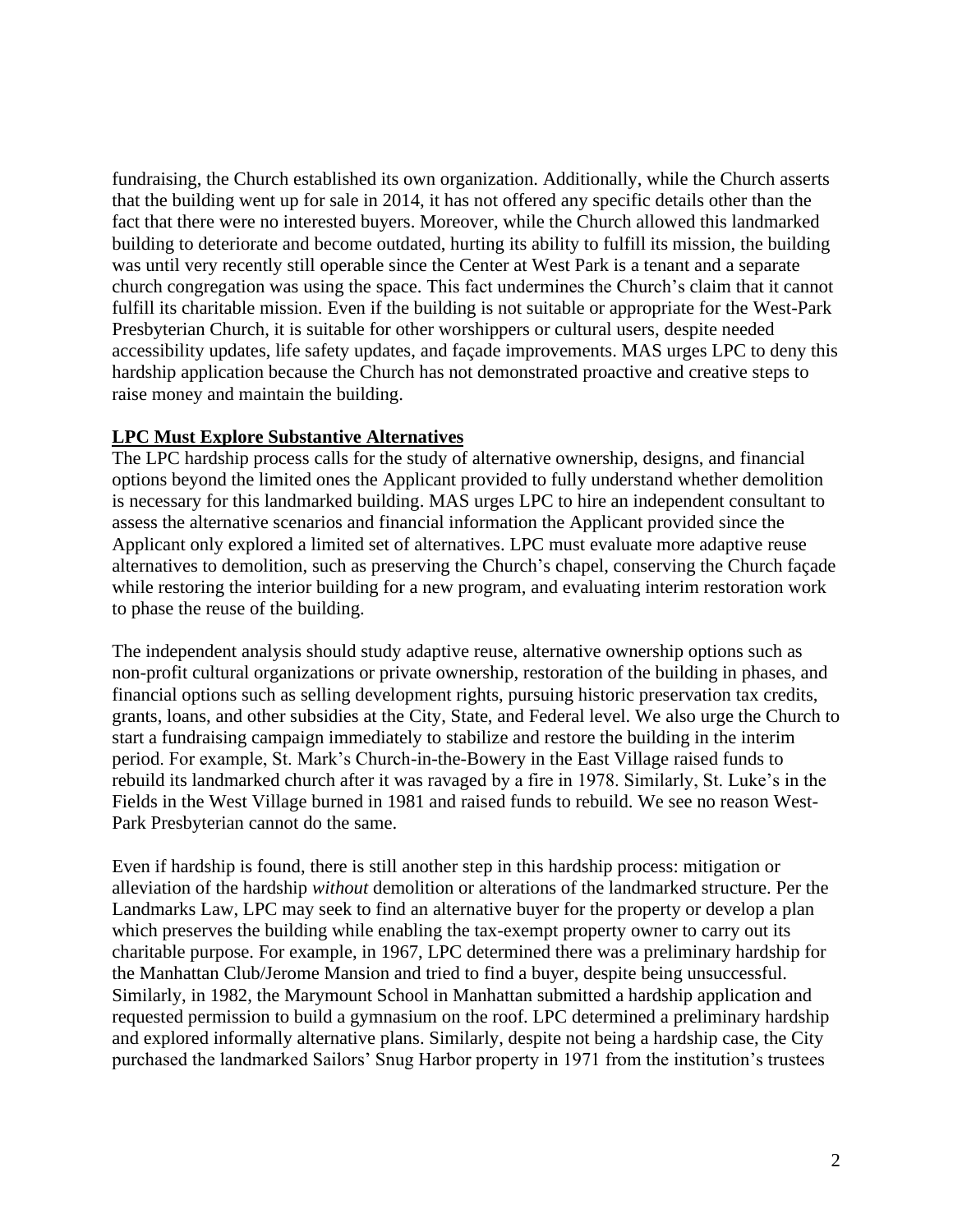fundraising, the Church established its own organization. Additionally, while the Church asserts that the building went up for sale in 2014, it has not offered any specific details other than the fact that there were no interested buyers. Moreover, while the Church allowed this landmarked building to deteriorate and become outdated, hurting its ability to fulfill its mission, the building was until very recently still operable since the Center at West Park is a tenant and a separate church congregation was using the space. This fact undermines the Church's claim that it cannot fulfill its charitable mission. Even if the building is not suitable or appropriate for the West-Park Presbyterian Church, it is suitable for other worshippers or cultural users, despite needed accessibility updates, life safety updates, and façade improvements. MAS urges LPC to deny this hardship application because the Church has not demonstrated proactive and creative steps to raise money and maintain the building.

**LPC Must Explore Substantive Alternatives**

The LPC hardship process calls for the study of alternative ownership, designs, and financial options beyond the limited ones the Applicant provided to fully understand whether demolition is necessary for this landmarked building. MAS urges LPC to hire an independent consultant to assess the alternative scenarios and financial information the Applicant provided since the Applicant only explored a limited set of alternatives. LPC must evaluate more adaptive reuse alternatives to demolition, such as preserving the Church's chapel, conserving the Church façade while restoring the interior building for a new program, and evaluating interim restoration work to phase the reuse of the building.

The independent analysis should study adaptive reuse, alternative ownership options such as non-profit cultural organizations or private ownership, restoration of the building in phases, and financial options such as selling development rights, pursuing historic preservation tax credits, grants, loans, and other subsidies at the City, State, and Federal level. We also urge the Church to start a fundraising campaign immediately to stabilize and restore the building in the interim period. For example, St. Mark's Church-in-the-Bowery in the East Village raised funds to rebuild its landmarked church after it was ravaged by a fire in 1978. Similarly, St. Luke's in the Fields in the West Village burned in 1981 and raised funds to rebuild. We see no reason West-Park Presbyterian cannot do the same.

Even if hardship is found, there is still another step in this hardship process: mitigation or alleviation of the hardship *without* demolition or alterations of the landmarked structure. Per the Landmarks Law, LPC may seek to find an alternative buyer for the property or develop a plan which preserves the building while enabling the tax-exempt property owner to carry out its charitable purpose. For example, in 1967, LPC determined there was a preliminary hardship for the Manhattan Club/Jerome Mansion and tried to find a buyer, despite being unsuccessful. Similarly, in 1982, the Marymount School in Manhattan submitted a hardship application and requested permission to build a gymnasium on the roof. LPC determined a preliminary hardship and explored informally alternative plans. Similarly, despite not being a hardship case, the City purchased the landmarked Sailors' Snug Harbor property in 1971 from the institution's trustees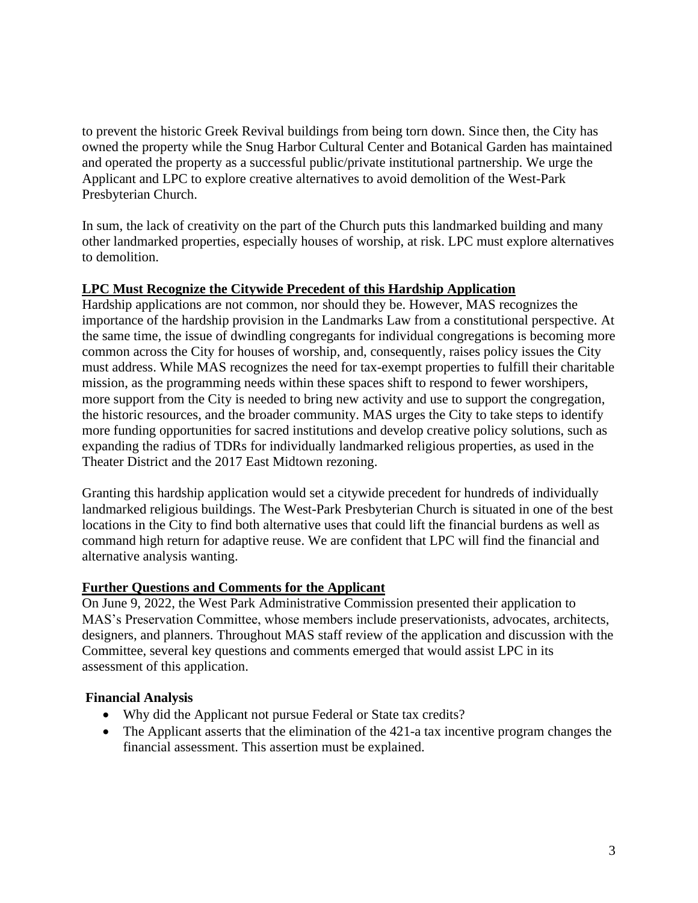to prevent the historic Greek Revival buildings from being torn down. Since then, the City has owned the property while the Snug Harbor Cultural Center and Botanical Garden has maintained and operated the property as a successful public/private institutional partnership. We urge the Applicant and LPC to explore creative alternatives to avoid demolition of the West-Park Presbyterian Church.

In sum, the lack of creativity on the part of the Church puts this landmarked building and many other landmarked properties, especially houses of worship, at risk. LPC must explore alternatives to demolition.

## LPC Must Recognize the Citywide Precedent of this Hardship Application

Hardship applications are not common, nor should they be. However, MAS recognizes the importance of the hardship provision in the Landmarks Law from a constitutional perspective. At the same time, the issue of dwindling congregants for individual congregations is becoming more common across the City for houses of worship, and, consequently, raises policy issues the City must address. While MAS recognizes the need for tax-exempt properties to fulfill their charitable mission, as the programming needs within these spaces shift to respond to fewer worshipers, more support from the City is needed to bring new activity and use to support the congregation, the historic resources, and the broader community. MAS urges the City to take steps to identify more funding opportunities for sacred institutions and develop creative policy solutions, such as expanding the radius of TDRs for individually landmarked religious properties, as used in the Theater District and the 2017 East Midtown rezoning.

Granting this hardship application would set a citywide precedent for hundreds of individually landmarked religious buildings. The West-Park Presbyterian Church is situated in one of the best locations in the City to find both alternative uses that could lift the financial burdens as well as command high return for adaptive reuse. We are confident that LPC will find the financial and alternative analysis wanting.

## Further Questions and Comments for the Applicant

On June 9, 2022, the West Park Administrative Commission presented their application to MAS's Preservation Committee, whose members include preservationists, advocates, architects, designers, and planners. Throughout MAS staff review of the application and discussion with the Committee, several key questions and comments emerged that would assist LPC in its assessment of this application.

### Financial Analysis

- Why did the Applicant not pursue Federal or State tax credits?
- The Applicant asserts that the elimination of the 421-a tax incentive program changes the financial assessment. This assertion must be explained.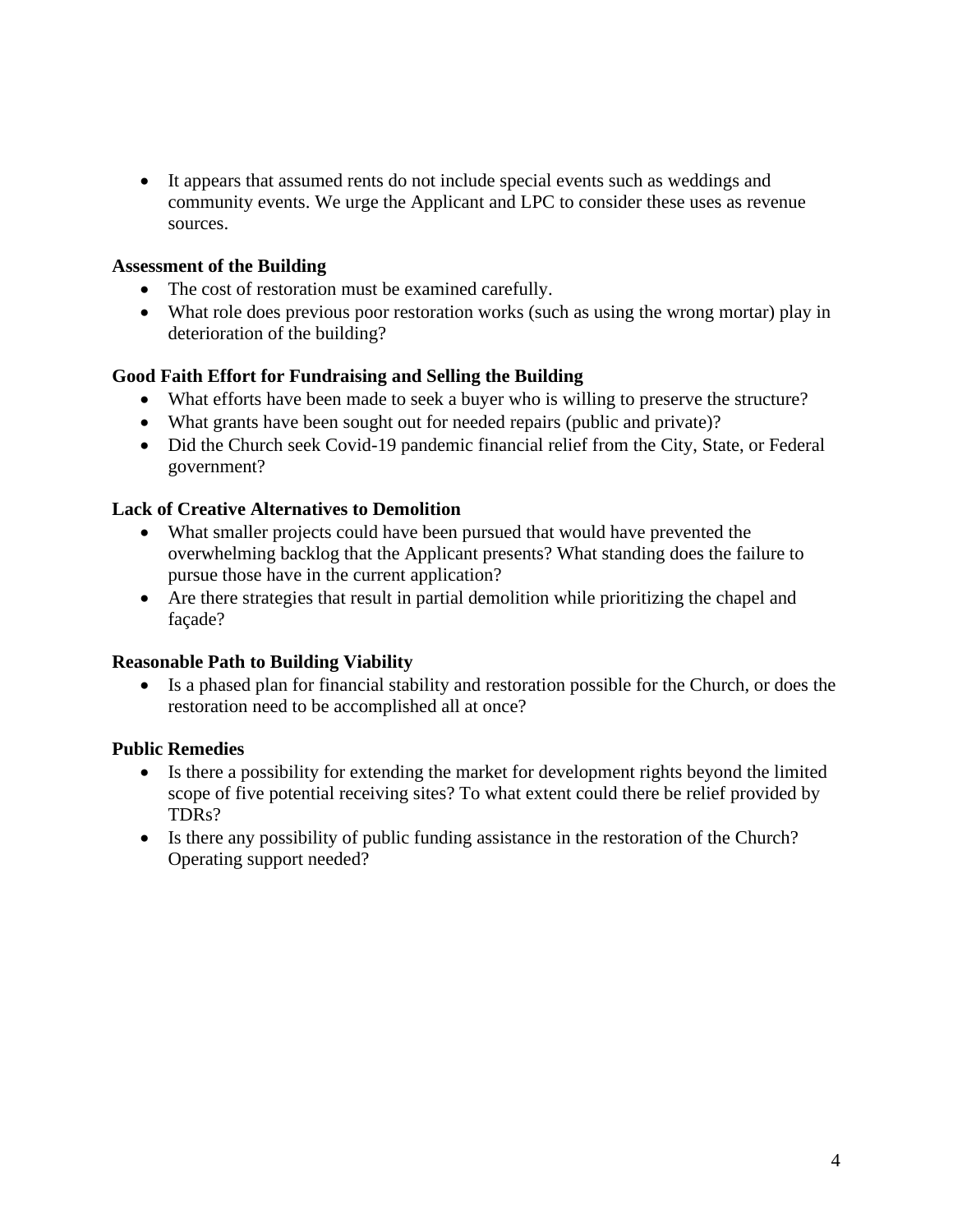- It appears that assumed rents do not include special events such as weddings and community events. We urge the Applicant and LPC to consider these uses as revenue sources.

**Assessment of the Building**

- The cost of restoration must be examined carefully.
- What role does previous poor restoration works (such as using the wrong mortar) play in deterioration of the building?

**Good Faith Effort for Fundraising and Selling the Building**

- What efforts have been made to seek a buyer who is willing to preserve the structure?
- What grants have been sought out for needed repairs (public and private)?
- Did the Church seek Covid-19 pandemic financial relief from the City, State, or Federal government?

**Lack of Creative Alternatives to Demolition**

- What smaller projects could have been pursued that would have prevented the overwhelming backlog that the Applicant presents? What standing does the failure to pursue those have in the current application?
- Are there strategies that result in partial demolition while prioritizing the chapel and façade?

**Reasonable Path to Building Viability**

- Is a phased plan for financial stability and restoration possible for the Church, or does the restoration need to be accomplished all at once?

**Public Remedies**

- Is there a possibility for extending the market for development rights beyond the limited scope of five potential receiving sites? To what extent could there be relief provided by TDRs?
- Is there any possibility of public funding assistance in the restoration of the Church? Operating support needed?